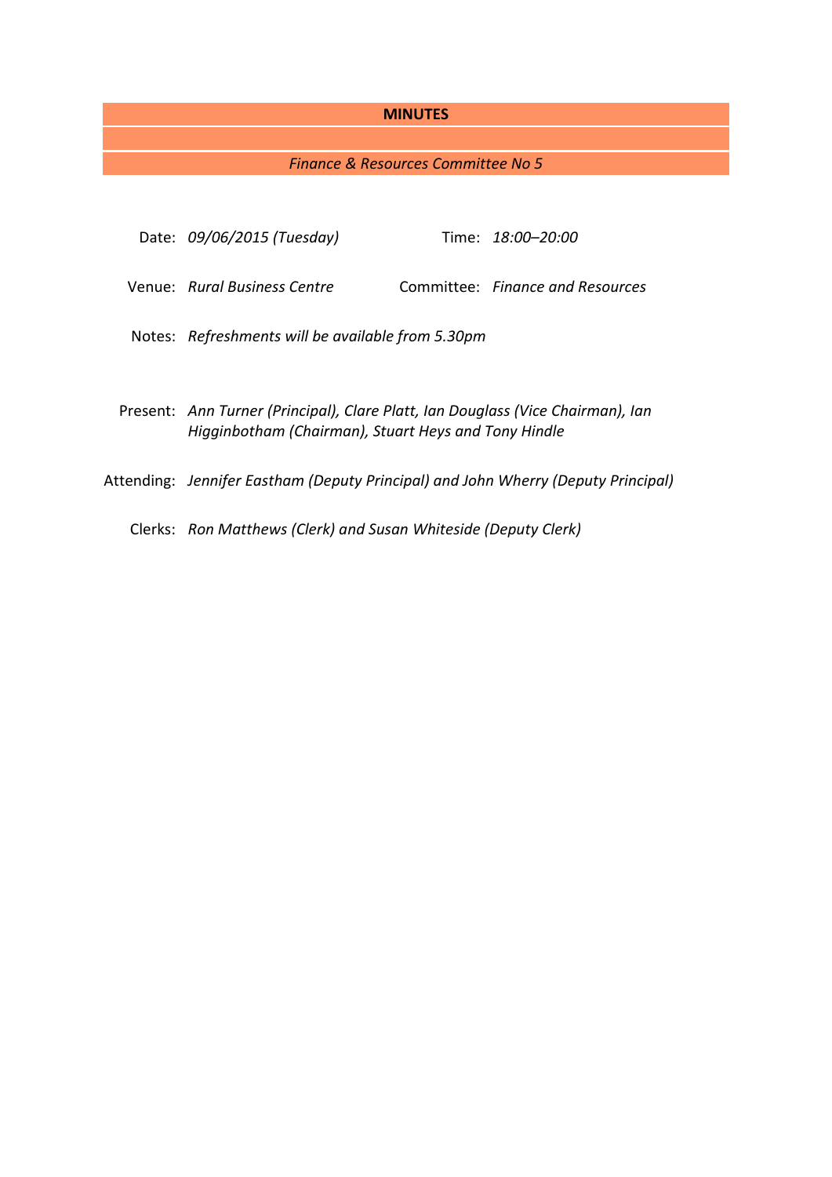**MINUTES**

*Finance & Resources Committee No 5*

Date: *09/06/2015 (Tuesday)*

Time: *18:00–20:00*

Venue: *Rural Business Centre*

Committee: *Finance and Resources*

Notes: *Refreshments will be available from 5.30pm*

Present: *Ann Turner (Principal), Clare Platt, Ian Douglass (Vice Chairman), Ian Higginbotham (Chairman), Stuart Heys and Tony Hindle*

Attending: *Jennifer Eastham (Deputy Principal) and John Wherry (Deputy Principal)*

Clerks: *Ron Matthews (Clerk) and Susan Whiteside (Deputy Clerk)*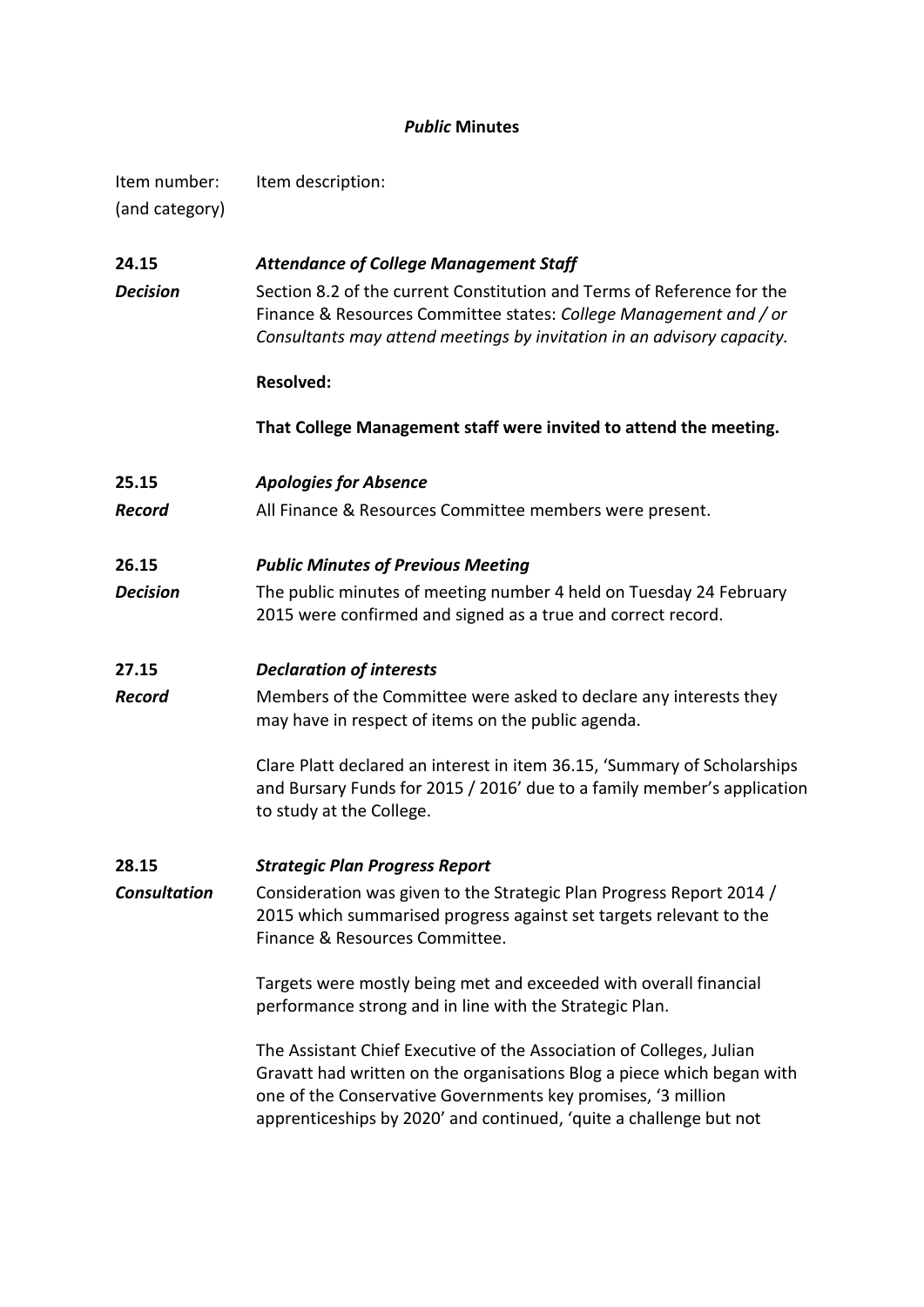**_Public_ Minutes**

| Item number: (and category) | Item description: |
|---|---|
| **24.15** | ***Attendance of College Management Staff*** |
| ***Decision*** | Section 8.2 of the current Constitution and Terms of Reference for the Finance & Resources Committee states: *College Management and / or Consultants may attend meetings by invitation in an advisory capacity.*<br><br>**Resolved:**<br><br>**That College Management staff were invited to attend the meeting.** |
| **25.15** | ***Apologies for Absence*** |
| ***Record*** | All Finance & Resources Committee members were present. |
| **26.15** | ***Public Minutes of Previous Meeting*** |
| ***Decision*** | The public minutes of meeting number 4 held on Tuesday 24 February 2015 were confirmed and signed as a true and correct record. |
| **27.15** | ***Declaration of interests*** |
| ***Record*** | Members of the Committee were asked to declare any interests they may have in respect of items on the public agenda.<br><br>Clare Platt declared an interest in item 36.15, 'Summary of Scholarships and Bursary Funds for 2015 / 2016' due to a family member's application to study at the College. |
| **28.15** | ***Strategic Plan Progress Report*** |
| ***Consultation*** | Consideration was given to the Strategic Plan Progress Report 2014 / 2015 which summarised progress against set targets relevant to the Finance & Resources Committee.<br><br>Targets were mostly being met and exceeded with overall financial performance strong and in line with the Strategic Plan.<br><br>The Assistant Chief Executive of the Association of Colleges, Julian Gravatt had written on the organisations Blog a piece which began with one of the Conservative Governments key promises, '3 million apprenticeships by 2020' and continued, 'quite a challenge but not |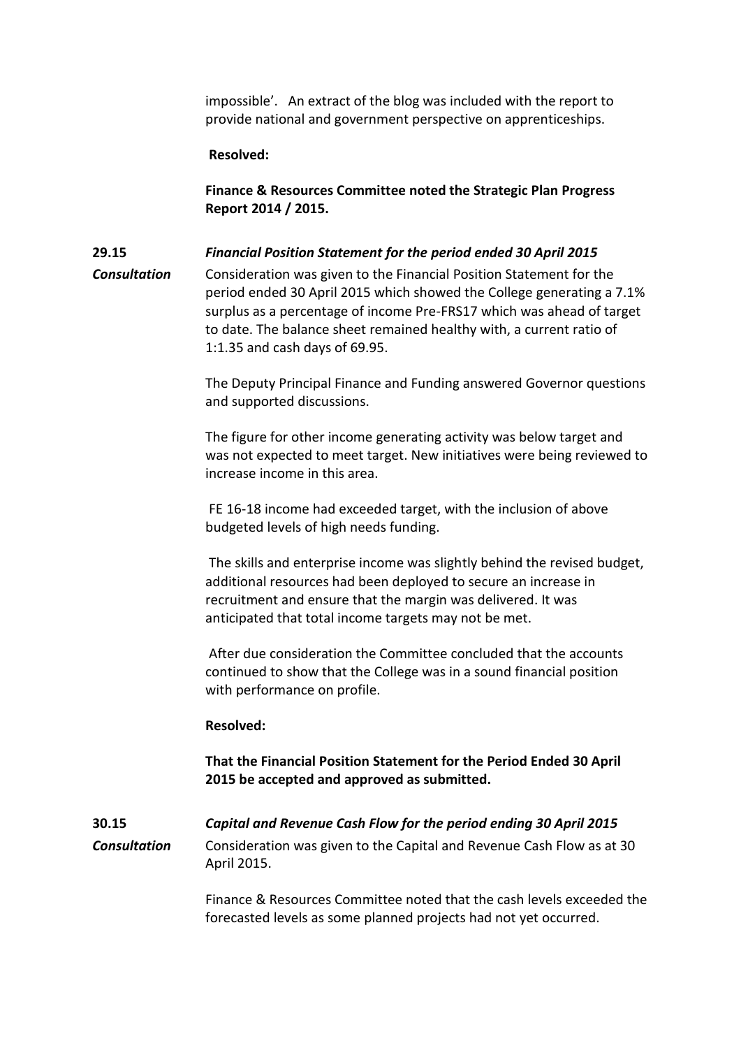impossible'. An extract of the blog was included with the report to provide national and government perspective on apprenticeships.

**Resolved:**

**Finance & Resources Committee noted the Strategic Plan Progress Report 2014 / 2015.**

**29.15** ***Financial Position Statement for the period ended 30 April 2015***

***Consultation***

Consideration was given to the Financial Position Statement for the period ended 30 April 2015 which showed the College generating a 7.1% surplus as a percentage of income Pre-FRS17 which was ahead of target to date. The balance sheet remained healthy with, a current ratio of 1:1.35 and cash days of 69.95.

The Deputy Principal Finance and Funding answered Governor questions and supported discussions.

The figure for other income generating activity was below target and was not expected to meet target. New initiatives were being reviewed to increase income in this area.

FE 16-18 income had exceeded target, with the inclusion of above budgeted levels of high needs funding.

The skills and enterprise income was slightly behind the revised budget, additional resources had been deployed to secure an increase in recruitment and ensure that the margin was delivered. It was anticipated that total income targets may not be met.

After due consideration the Committee concluded that the accounts continued to show that the College was in a sound financial position with performance on profile.

**Resolved:**

**That the Financial Position Statement for the Period Ended 30 April 2015 be accepted and approved as submitted.**

**30.15** ***Capital and Revenue Cash Flow for the period ending 30 April 2015***

***Consultation***

Consideration was given to the Capital and Revenue Cash Flow as at 30 April 2015.

Finance & Resources Committee noted that the cash levels exceeded the forecasted levels as some planned projects had not yet occurred.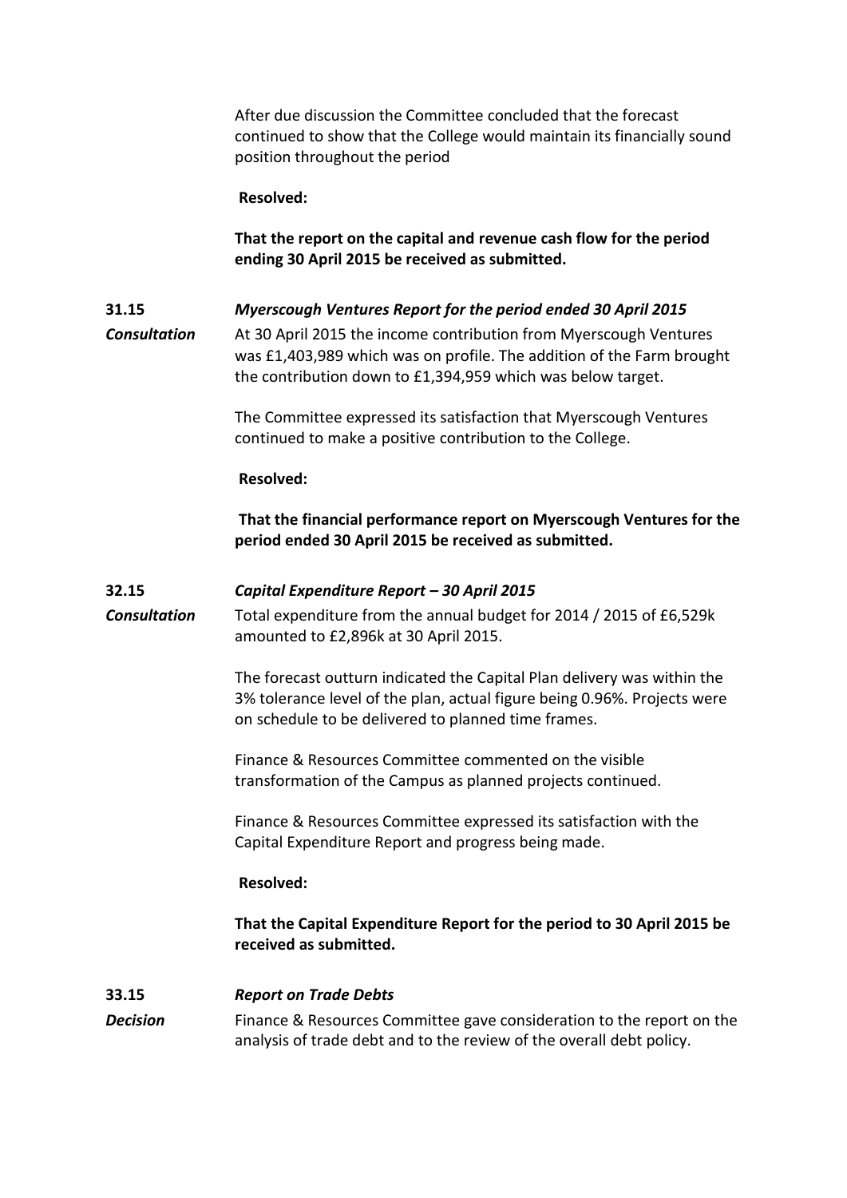After due discussion the Committee concluded that the forecast continued to show that the College would maintain its financially sound position throughout the period

**Resolved:**

**That the report on the capital and revenue cash flow for the period ending 30 April 2015 be received as submitted.**

**31.15** ***Myerscough Ventures Report for the period ended 30 April 2015***

***Consultation***

At 30 April 2015 the income contribution from Myerscough Ventures was £1,403,989 which was on profile. The addition of the Farm brought the contribution down to £1,394,959 which was below target.

The Committee expressed its satisfaction that Myerscough Ventures continued to make a positive contribution to the College.

**Resolved:**

**That the financial performance report on Myerscough Ventures for the period ended 30 April 2015 be received as submitted.**

**32.15** ***Capital Expenditure Report – 30 April 2015***

***Consultation***

Total expenditure from the annual budget for 2014 / 2015 of £6,529k amounted to £2,896k at 30 April 2015.

The forecast outturn indicated the Capital Plan delivery was within the 3% tolerance level of the plan, actual figure being 0.96%. Projects were on schedule to be delivered to planned time frames.

Finance & Resources Committee commented on the visible transformation of the Campus as planned projects continued.

Finance & Resources Committee expressed its satisfaction with the Capital Expenditure Report and progress being made.

**Resolved:**

**That the Capital Expenditure Report for the period to 30 April 2015 be received as submitted.**

**33.15** ***Report on Trade Debts***

***Decision***

Finance & Resources Committee gave consideration to the report on the analysis of trade debt and to the review of the overall debt policy.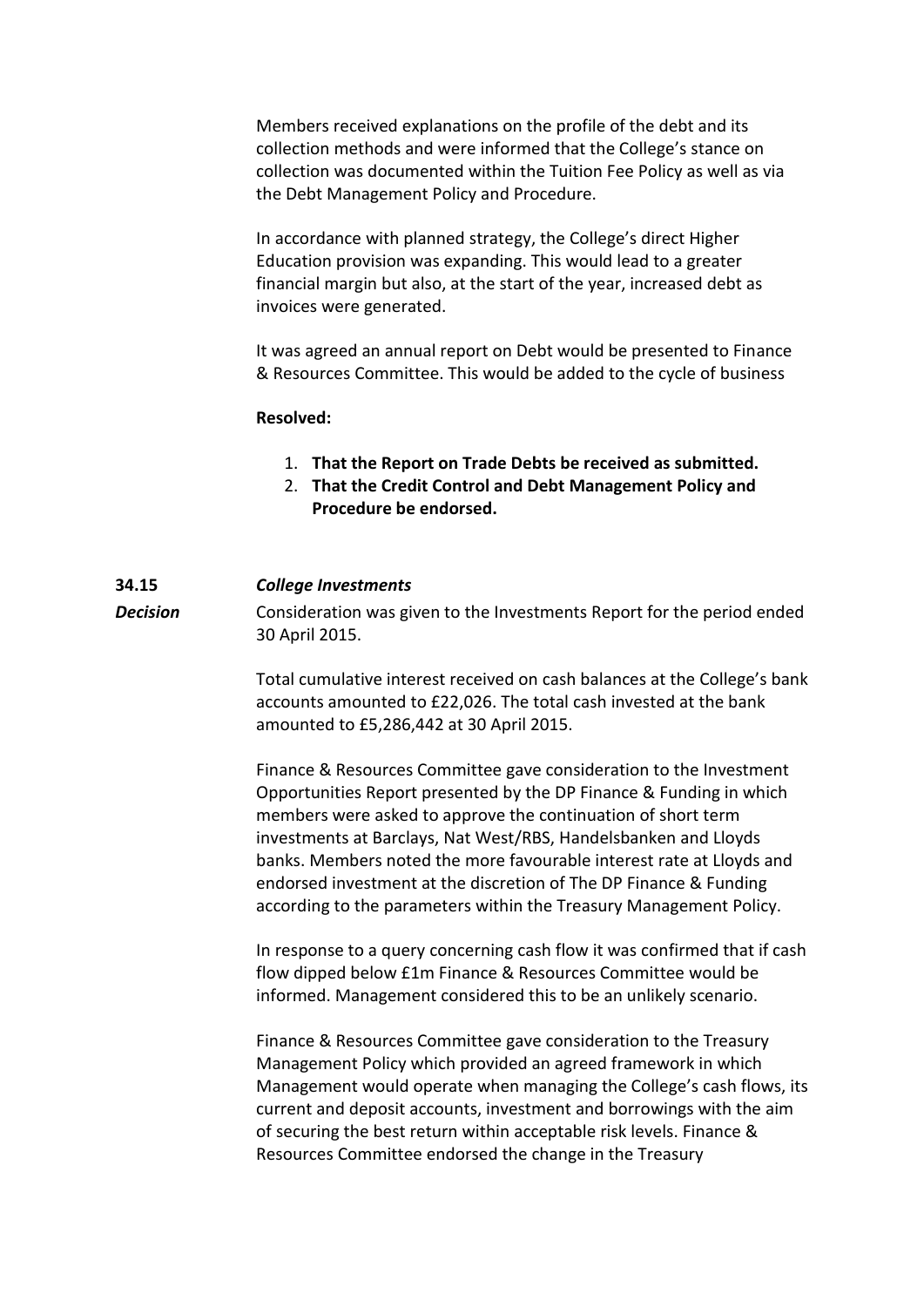Members received explanations on the profile of the debt and its collection methods and were informed that the College's stance on collection was documented within the Tuition Fee Policy as well as via the Debt Management Policy and Procedure.

In accordance with planned strategy, the College's direct Higher Education provision was expanding. This would lead to a greater financial margin but also, at the start of the year, increased debt as invoices were generated.

It was agreed an annual report on Debt would be presented to Finance & Resources Committee. This would be added to the cycle of business

**Resolved:**

1. **That the Report on Trade Debts be received as submitted.**
2. **That the Credit Control and Debt Management Policy and Procedure be endorsed.**

**34.15** ***College Investments***

***Decision***

Consideration was given to the Investments Report for the period ended 30 April 2015.

Total cumulative interest received on cash balances at the College's bank accounts amounted to £22,026. The total cash invested at the bank amounted to £5,286,442 at 30 April 2015.

Finance & Resources Committee gave consideration to the Investment Opportunities Report presented by the DP Finance & Funding in which members were asked to approve the continuation of short term investments at Barclays, Nat West/RBS, Handelsbanken and Lloyds banks. Members noted the more favourable interest rate at Lloyds and endorsed investment at the discretion of The DP Finance & Funding according to the parameters within the Treasury Management Policy.

In response to a query concerning cash flow it was confirmed that if cash flow dipped below £1m Finance & Resources Committee would be informed. Management considered this to be an unlikely scenario.

Finance & Resources Committee gave consideration to the Treasury Management Policy which provided an agreed framework in which Management would operate when managing the College's cash flows, its current and deposit accounts, investment and borrowings with the aim of securing the best return within acceptable risk levels. Finance & Resources Committee endorsed the change in the Treasury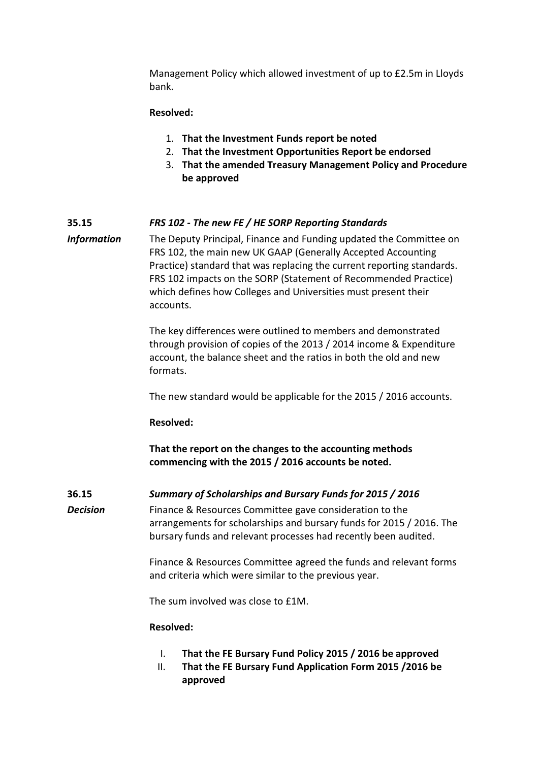Management Policy which allowed investment of up to £2.5m in Lloyds bank.

**Resolved:**

1. **That the Investment Funds report be noted**
2. **That the Investment Opportunities Report be endorsed**
3. **That the amended Treasury Management Policy and Procedure be approved**

**35.15** ***FRS 102 - The new FE / HE SORP Reporting Standards***

***Information***

The Deputy Principal, Finance and Funding updated the Committee on FRS 102, the main new UK GAAP (Generally Accepted Accounting Practice) standard that was replacing the current reporting standards. FRS 102 impacts on the SORP (Statement of Recommended Practice) which defines how Colleges and Universities must present their accounts.

The key differences were outlined to members and demonstrated through provision of copies of the 2013 / 2014 income & Expenditure account, the balance sheet and the ratios in both the old and new formats.

The new standard would be applicable for the 2015 / 2016 accounts.

**Resolved:**

**That the report on the changes to the accounting methods commencing with the 2015 / 2016 accounts be noted.**

**36.15** ***Summary of Scholarships and Bursary Funds for 2015 / 2016***

***Decision***

Finance & Resources Committee gave consideration to the arrangements for scholarships and bursary funds for 2015 / 2016. The bursary funds and relevant processes had recently been audited.

Finance & Resources Committee agreed the funds and relevant forms and criteria which were similar to the previous year.

The sum involved was close to £1M.

**Resolved:**

I. **That the FE Bursary Fund Policy 2015 / 2016 be approved**
II. **That the FE Bursary Fund Application Form 2015 /2016 be approved**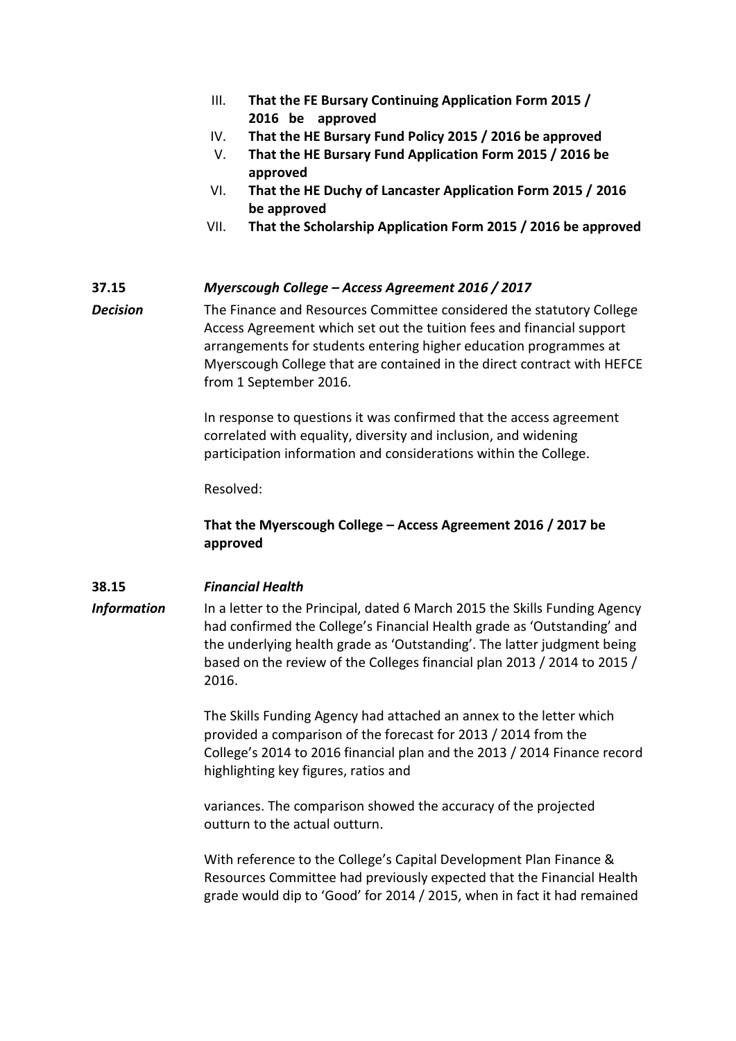III. **That the FE Bursary Continuing Application Form 2015 / 2016 be approved**
IV. **That the HE Bursary Fund Policy 2015 / 2016 be approved**
V. **That the HE Bursary Fund Application Form 2015 / 2016 be approved**
VI. **That the HE Duchy of Lancaster Application Form 2015 / 2016 be approved**
VII. **That the Scholarship Application Form 2015 / 2016 be approved**

**37.15** ***Myerscough College – Access Agreement 2016 / 2017***

***Decision***

The Finance and Resources Committee considered the statutory College Access Agreement which set out the tuition fees and financial support arrangements for students entering higher education programmes at Myerscough College that are contained in the direct contract with HEFCE from 1 September 2016.

In response to questions it was confirmed that the access agreement correlated with equality, diversity and inclusion, and widening participation information and considerations within the College.

Resolved:

**That the Myerscough College – Access Agreement 2016 / 2017 be approved**

**38.15** ***Financial Health***

***Information***

In a letter to the Principal, dated 6 March 2015 the Skills Funding Agency had confirmed the College's Financial Health grade as 'Outstanding' and the underlying health grade as 'Outstanding'. The latter judgment being based on the review of the Colleges financial plan 2013 / 2014 to 2015 / 2016.

The Skills Funding Agency had attached an annex to the letter which provided a comparison of the forecast for 2013 / 2014 from the College's 2014 to 2016 financial plan and the 2013 / 2014 Finance record highlighting key figures, ratios and

variances. The comparison showed the accuracy of the projected outturn to the actual outturn.

With reference to the College's Capital Development Plan Finance & Resources Committee had previously expected that the Financial Health grade would dip to 'Good' for 2014 / 2015, when in fact it had remained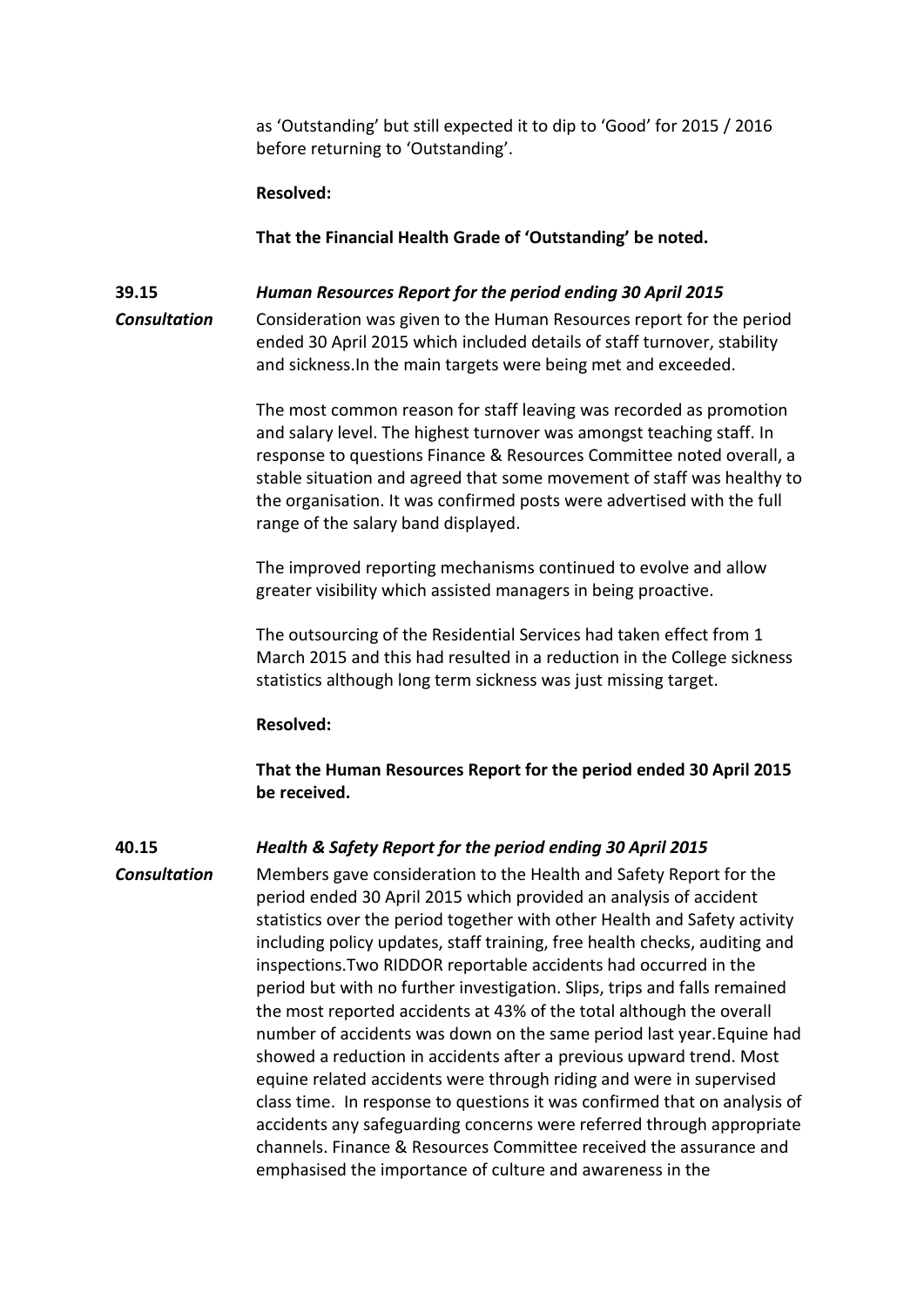as 'Outstanding' but still expected it to dip to 'Good' for 2015 / 2016 before returning to 'Outstanding'.

**Resolved:**

**That the Financial Health Grade of 'Outstanding' be noted.**

**39.15** ***Human Resources Report for the period ending 30 April 2015***

***Consultation***

Consideration was given to the Human Resources report for the period ended 30 April 2015 which included details of staff turnover, stability and sickness.In the main targets were being met and exceeded.

The most common reason for staff leaving was recorded as promotion and salary level. The highest turnover was amongst teaching staff. In response to questions Finance & Resources Committee noted overall, a stable situation and agreed that some movement of staff was healthy to the organisation. It was confirmed posts were advertised with the full range of the salary band displayed.

The improved reporting mechanisms continued to evolve and allow greater visibility which assisted managers in being proactive.

The outsourcing of the Residential Services had taken effect from 1 March 2015 and this had resulted in a reduction in the College sickness statistics although long term sickness was just missing target.

**Resolved:**

**That the Human Resources Report for the period ended 30 April 2015 be received.**

**40.15** ***Health & Safety Report for the period ending 30 April 2015***

***Consultation***

Members gave consideration to the Health and Safety Report for the period ended 30 April 2015 which provided an analysis of accident statistics over the period together with other Health and Safety activity including policy updates, staff training, free health checks, auditing and inspections.Two RIDDOR reportable accidents had occurred in the period but with no further investigation. Slips, trips and falls remained the most reported accidents at 43% of the total although the overall number of accidents was down on the same period last year.Equine had showed a reduction in accidents after a previous upward trend. Most equine related accidents were through riding and were in supervised class time. In response to questions it was confirmed that on analysis of accidents any safeguarding concerns were referred through appropriate channels. Finance & Resources Committee received the assurance and emphasised the importance of culture and awareness in the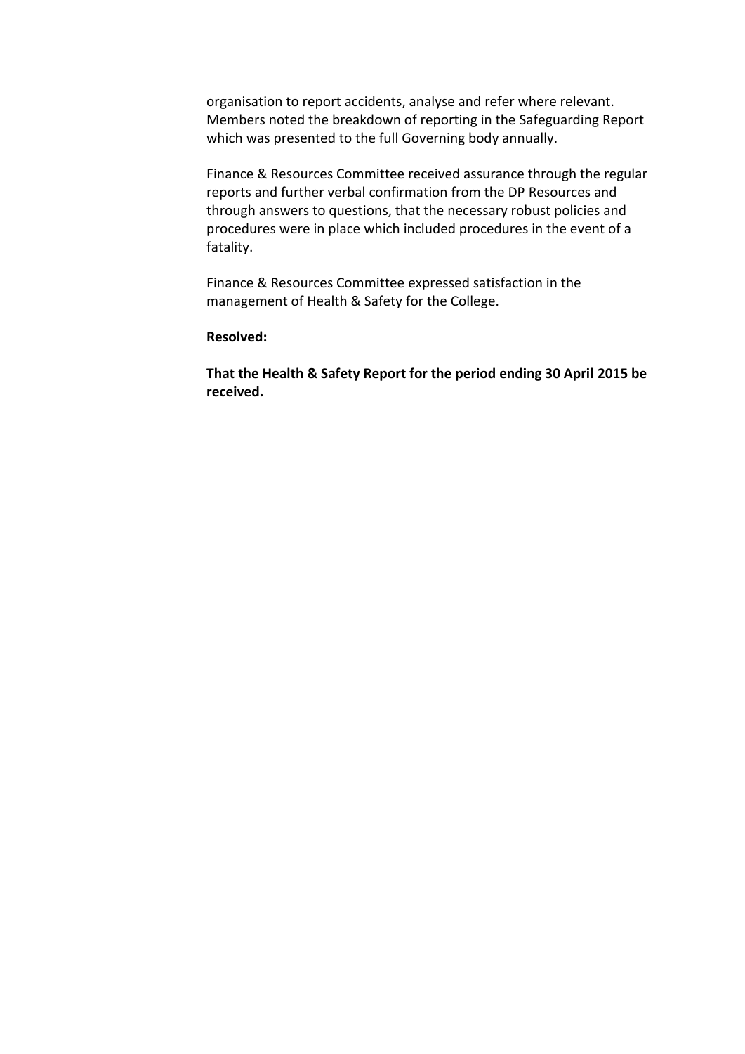organisation to report accidents, analyse and refer where relevant. Members noted the breakdown of reporting in the Safeguarding Report which was presented to the full Governing body annually.

Finance & Resources Committee received assurance through the regular reports and further verbal confirmation from the DP Resources and through answers to questions, that the necessary robust policies and procedures were in place which included procedures in the event of a fatality.

Finance & Resources Committee expressed satisfaction in the management of Health & Safety for the College.

**Resolved:**

**That the Health & Safety Report for the period ending 30 April 2015 be received.**